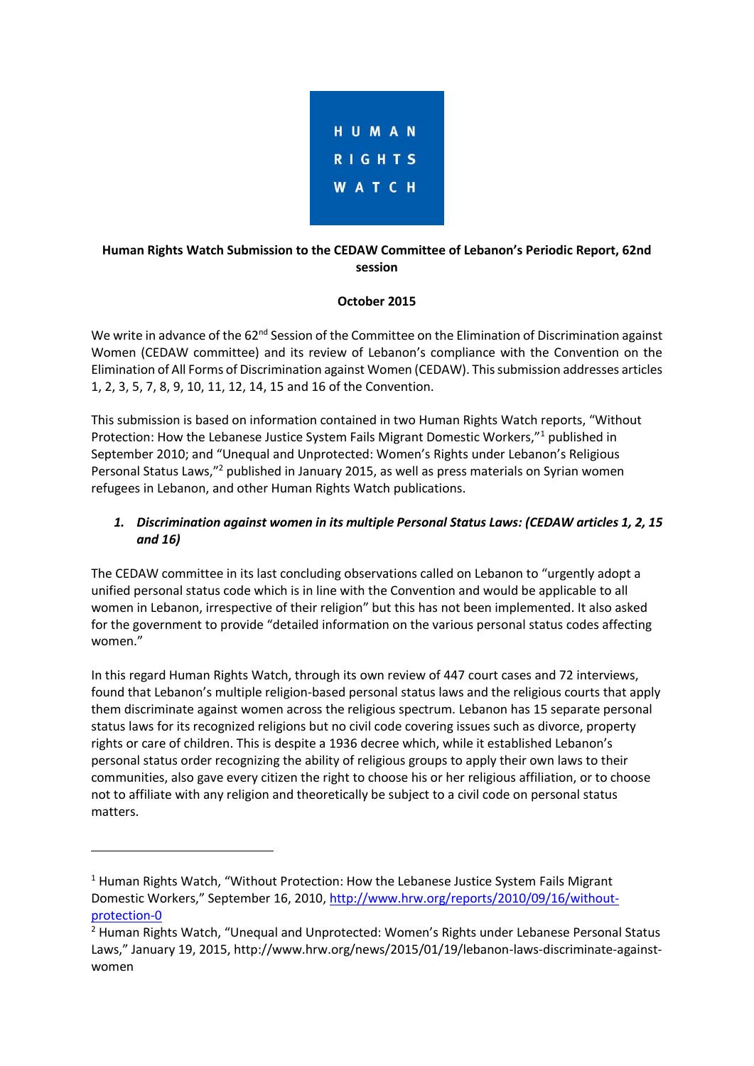HUMAN RIGHTS WATCH

**Human Rights Watch Submission to the CEDAW Committee of Lebanon's Periodic Report, 62nd session**

**October 2015**

We write in advance of the 62nd Session of the Committee on the Elimination of Discrimination against Women (CEDAW committee) and its review of Lebanon's compliance with the Convention on the Elimination of All Forms of Discrimination against Women (CEDAW). This submission addresses articles 1, 2, 3, 5, 7, 8, 9, 10, 11, 12, 14, 15 and 16 of the Convention.

This submission is based on information contained in two Human Rights Watch reports, "Without Protection: How the Lebanese Justice System Fails Migrant Domestic Workers,"[1] published in September 2010; and "Unequal and Unprotected: Women's Rights under Lebanon's Religious Personal Status Laws,"[2] published in January 2015, as well as press materials on Syrian women refugees in Lebanon, and other Human Rights Watch publications.

1. ***Discrimination against women in its multiple Personal Status Laws: (CEDAW articles 1, 2, 15 and 16)***

The CEDAW committee in its last concluding observations called on Lebanon to "urgently adopt a unified personal status code which is in line with the Convention and would be applicable to all women in Lebanon, irrespective of their religion" but this has not been implemented. It also asked for the government to provide "detailed information on the various personal status codes affecting women."

In this regard Human Rights Watch, through its own review of 447 court cases and 72 interviews, found that Lebanon's multiple religion-based personal status laws and the religious courts that apply them discriminate against women across the religious spectrum. Lebanon has 15 separate personal status laws for its recognized religions but no civil code covering issues such as divorce, property rights or care of children. This is despite a 1936 decree which, while it established Lebanon's personal status order recognizing the ability of religious groups to apply their own laws to their communities, also gave every citizen the right to choose his or her religious affiliation, or to choose not to affiliate with any religion and theoretically be subject to a civil code on personal status matters.

---

[1] Human Rights Watch, "Without Protection: How the Lebanese Justice System Fails Migrant Domestic Workers," September 16, 2010, http://www.hrw.org/reports/2010/09/16/without-protection-0

[2] Human Rights Watch, "Unequal and Unprotected: Women's Rights under Lebanese Personal Status Laws," January 19, 2015, http://www.hrw.org/news/2015/01/19/lebanon-laws-discriminate-against-women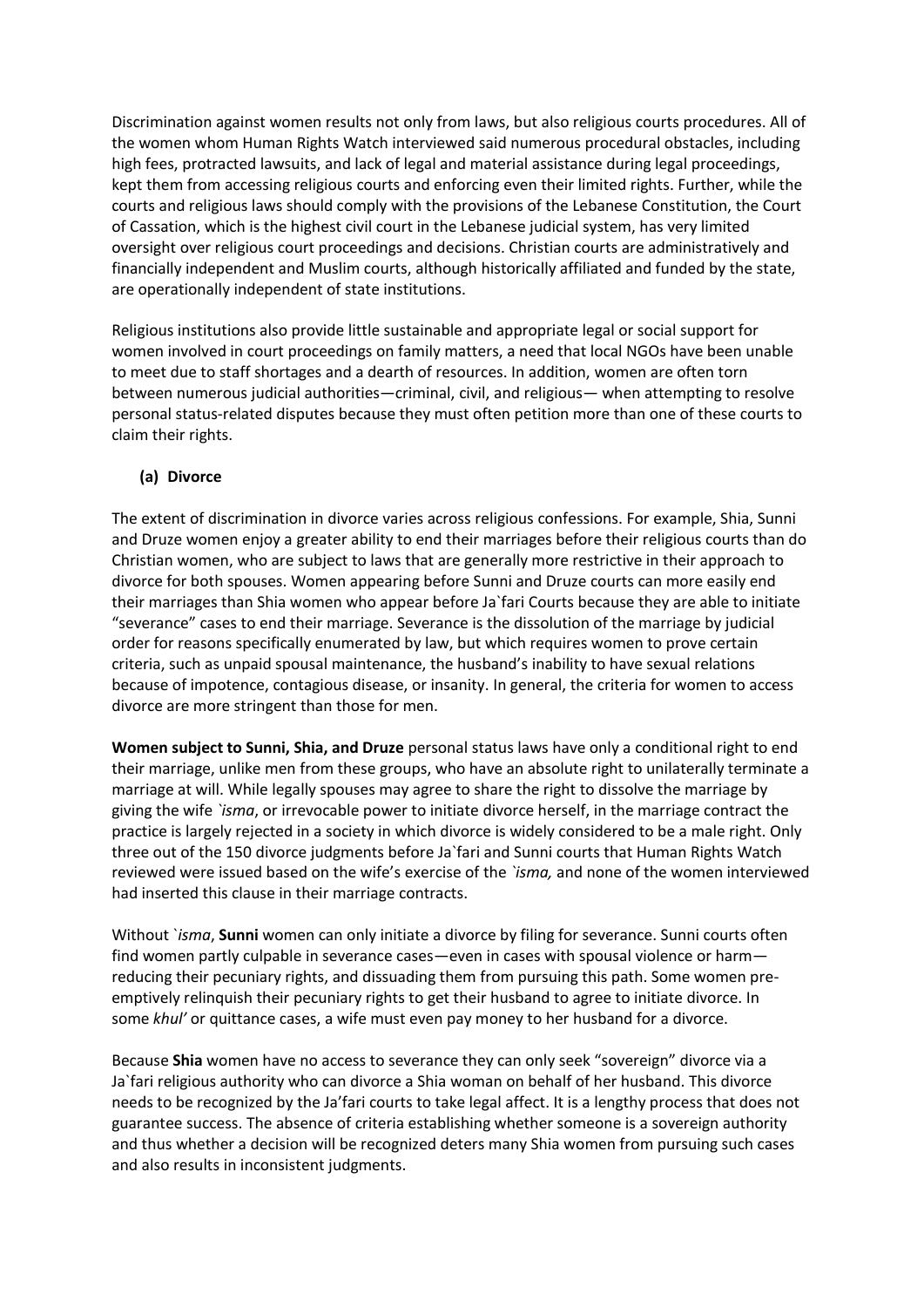Discrimination against women results not only from laws, but also religious courts procedures. All of the women whom Human Rights Watch interviewed said numerous procedural obstacles, including high fees, protracted lawsuits, and lack of legal and material assistance during legal proceedings, kept them from accessing religious courts and enforcing even their limited rights. Further, while the courts and religious laws should comply with the provisions of the Lebanese Constitution, the Court of Cassation, which is the highest civil court in the Lebanese judicial system, has very limited oversight over religious court proceedings and decisions. Christian courts are administratively and financially independent and Muslim courts, although historically affiliated and funded by the state, are operationally independent of state institutions.

Religious institutions also provide little sustainable and appropriate legal or social support for women involved in court proceedings on family matters, a need that local NGOs have been unable to meet due to staff shortages and a dearth of resources. In addition, women are often torn between numerous judicial authorities—criminal, civil, and religious— when attempting to resolve personal status-related disputes because they must often petition more than one of these courts to claim their rights.

### (a) Divorce

The extent of discrimination in divorce varies across religious confessions. For example, Shia, Sunni and Druze women enjoy a greater ability to end their marriages before their religious courts than do Christian women, who are subject to laws that are generally more restrictive in their approach to divorce for both spouses. Women appearing before Sunni and Druze courts can more easily end their marriages than Shia women who appear before Ja`fari Courts because they are able to initiate "severance" cases to end their marriage. Severance is the dissolution of the marriage by judicial order for reasons specifically enumerated by law, but which requires women to prove certain criteria, such as unpaid spousal maintenance, the husband's inability to have sexual relations because of impotence, contagious disease, or insanity. In general, the criteria for women to access divorce are more stringent than those for men.

**Women subject to Sunni, Shia, and Druze** personal status laws have only a conditional right to end their marriage, unlike men from these groups, who have an absolute right to unilaterally terminate a marriage at will. While legally spouses may agree to share the right to dissolve the marriage by giving the wife *`isma*, or irrevocable power to initiate divorce herself, in the marriage contract the practice is largely rejected in a society in which divorce is widely considered to be a male right. Only three out of the 150 divorce judgments before Ja`fari and Sunni courts that Human Rights Watch reviewed were issued based on the wife's exercise of the *`isma,* and none of the women interviewed had inserted this clause in their marriage contracts.

Without *`isma*, **Sunni** women can only initiate a divorce by filing for severance. Sunni courts often find women partly culpable in severance cases—even in cases with spousal violence or harm—reducing their pecuniary rights, and dissuading them from pursuing this path. Some women pre-emptively relinquish their pecuniary rights to get their husband to agree to initiate divorce. In some *khul'* or quittance cases, a wife must even pay money to her husband for a divorce.

Because **Shia** women have no access to severance they can only seek "sovereign" divorce via a Ja`fari religious authority who can divorce a Shia woman on behalf of her husband. This divorce needs to be recognized by the Ja'fari courts to take legal affect. It is a lengthy process that does not guarantee success. The absence of criteria establishing whether someone is a sovereign authority and thus whether a decision will be recognized deters many Shia women from pursuing such cases and also results in inconsistent judgments.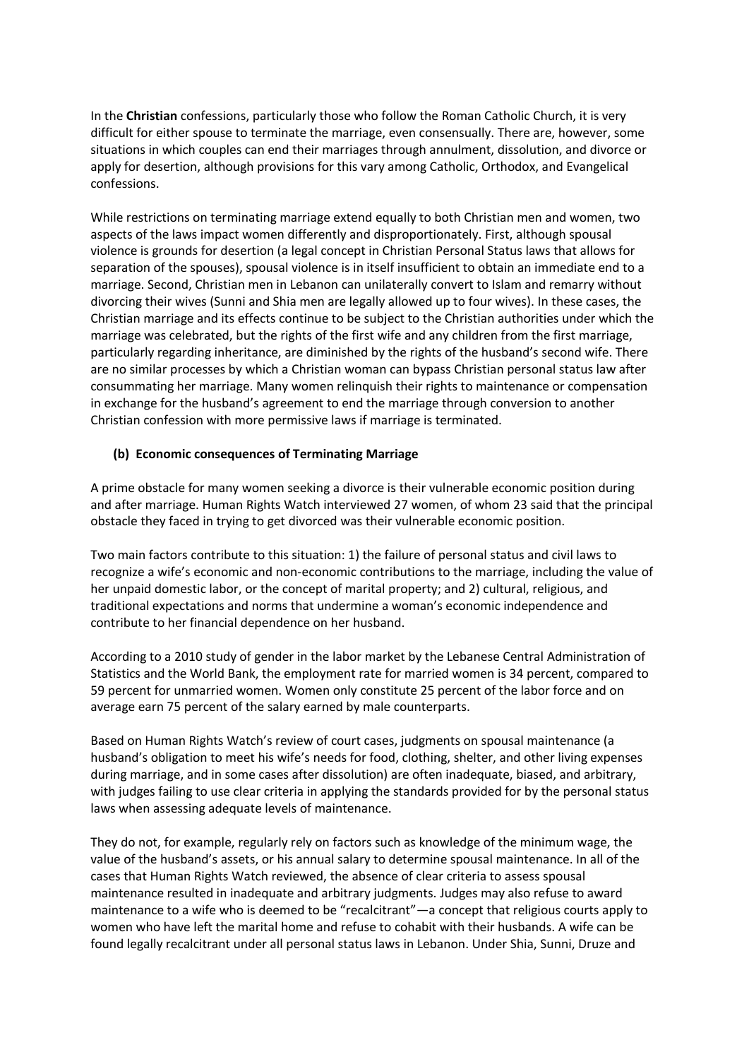In the **Christian** confessions, particularly those who follow the Roman Catholic Church, it is very difficult for either spouse to terminate the marriage, even consensually. There are, however, some situations in which couples can end their marriages through annulment, dissolution, and divorce or apply for desertion, although provisions for this vary among Catholic, Orthodox, and Evangelical confessions.

While restrictions on terminating marriage extend equally to both Christian men and women, two aspects of the laws impact women differently and disproportionately. First, although spousal violence is grounds for desertion (a legal concept in Christian Personal Status laws that allows for separation of the spouses), spousal violence is in itself insufficient to obtain an immediate end to a marriage. Second, Christian men in Lebanon can unilaterally convert to Islam and remarry without divorcing their wives (Sunni and Shia men are legally allowed up to four wives). In these cases, the Christian marriage and its effects continue to be subject to the Christian authorities under which the marriage was celebrated, but the rights of the first wife and any children from the first marriage, particularly regarding inheritance, are diminished by the rights of the husband's second wife. There are no similar processes by which a Christian woman can bypass Christian personal status law after consummating her marriage. Many women relinquish their rights to maintenance or compensation in exchange for the husband's agreement to end the marriage through conversion to another Christian confession with more permissive laws if marriage is terminated.

### (b) Economic consequences of Terminating Marriage

A prime obstacle for many women seeking a divorce is their vulnerable economic position during and after marriage. Human Rights Watch interviewed 27 women, of whom 23 said that the principal obstacle they faced in trying to get divorced was their vulnerable economic position.

Two main factors contribute to this situation: 1) the failure of personal status and civil laws to recognize a wife's economic and non-economic contributions to the marriage, including the value of her unpaid domestic labor, or the concept of marital property; and 2) cultural, religious, and traditional expectations and norms that undermine a woman's economic independence and contribute to her financial dependence on her husband.

According to a 2010 study of gender in the labor market by the Lebanese Central Administration of Statistics and the World Bank, the employment rate for married women is 34 percent, compared to 59 percent for unmarried women. Women only constitute 25 percent of the labor force and on average earn 75 percent of the salary earned by male counterparts.

Based on Human Rights Watch's review of court cases, judgments on spousal maintenance (a husband's obligation to meet his wife's needs for food, clothing, shelter, and other living expenses during marriage, and in some cases after dissolution) are often inadequate, biased, and arbitrary, with judges failing to use clear criteria in applying the standards provided for by the personal status laws when assessing adequate levels of maintenance.

They do not, for example, regularly rely on factors such as knowledge of the minimum wage, the value of the husband's assets, or his annual salary to determine spousal maintenance. In all of the cases that Human Rights Watch reviewed, the absence of clear criteria to assess spousal maintenance resulted in inadequate and arbitrary judgments. Judges may also refuse to award maintenance to a wife who is deemed to be "recalcitrant"—a concept that religious courts apply to women who have left the marital home and refuse to cohabit with their husbands. A wife can be found legally recalcitrant under all personal status laws in Lebanon. Under Shia, Sunni, Druze and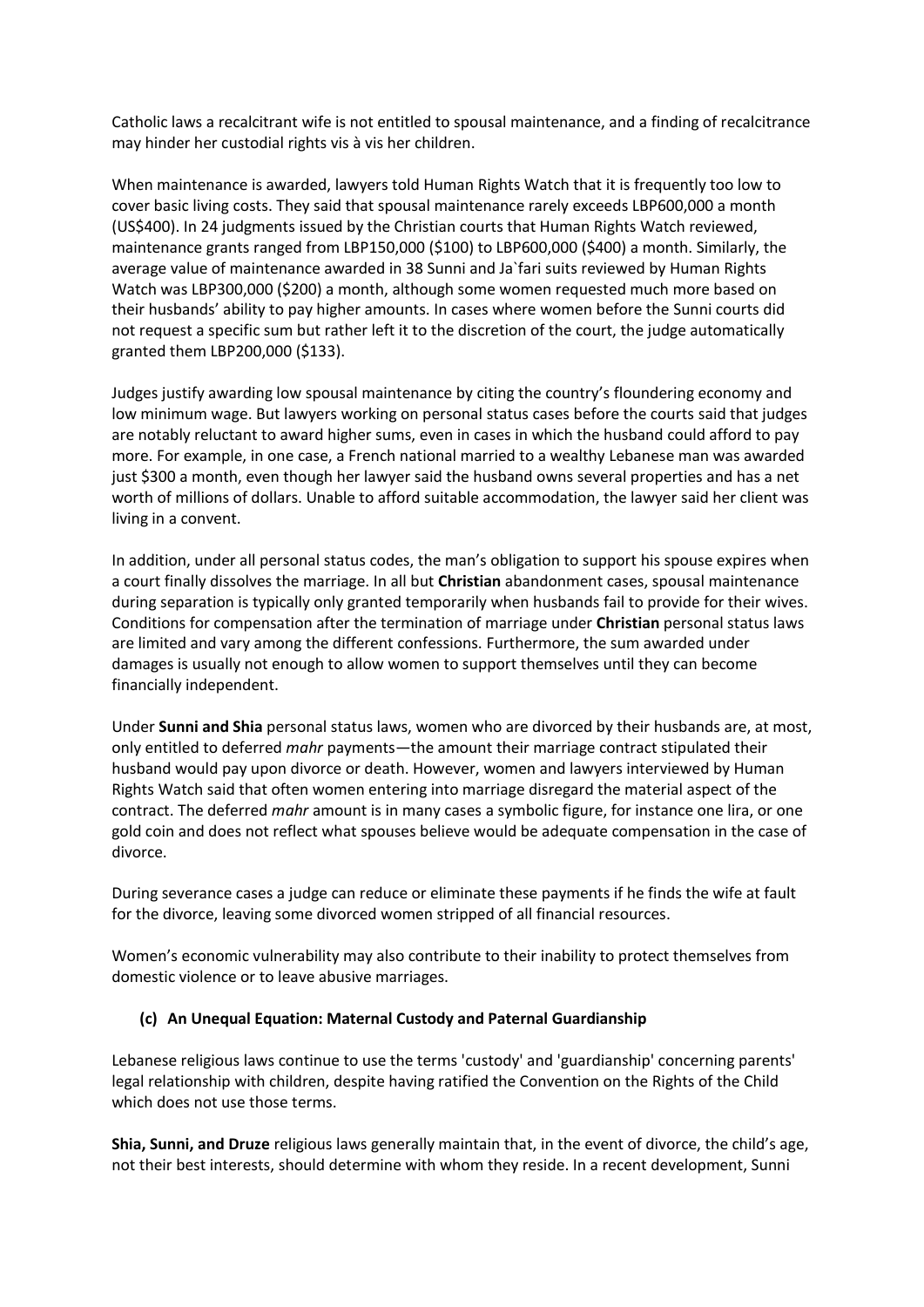Catholic laws a recalcitrant wife is not entitled to spousal maintenance, and a finding of recalcitrance may hinder her custodial rights vis à vis her children.

When maintenance is awarded, lawyers told Human Rights Watch that it is frequently too low to cover basic living costs. They said that spousal maintenance rarely exceeds LBP600,000 a month (US$400). In 24 judgments issued by the Christian courts that Human Rights Watch reviewed, maintenance grants ranged from LBP150,000 ($100) to LBP600,000 ($400) a month. Similarly, the average value of maintenance awarded in 38 Sunni and Ja`fari suits reviewed by Human Rights Watch was LBP300,000 ($200) a month, although some women requested much more based on their husbands' ability to pay higher amounts. In cases where women before the Sunni courts did not request a specific sum but rather left it to the discretion of the court, the judge automatically granted them LBP200,000 ($133).

Judges justify awarding low spousal maintenance by citing the country's floundering economy and low minimum wage. But lawyers working on personal status cases before the courts said that judges are notably reluctant to award higher sums, even in cases in which the husband could afford to pay more. For example, in one case, a French national married to a wealthy Lebanese man was awarded just $300 a month, even though her lawyer said the husband owns several properties and has a net worth of millions of dollars. Unable to afford suitable accommodation, the lawyer said her client was living in a convent.

In addition, under all personal status codes, the man's obligation to support his spouse expires when a court finally dissolves the marriage. In all but **Christian** abandonment cases, spousal maintenance during separation is typically only granted temporarily when husbands fail to provide for their wives. Conditions for compensation after the termination of marriage under **Christian** personal status laws are limited and vary among the different confessions. Furthermore, the sum awarded under damages is usually not enough to allow women to support themselves until they can become financially independent.

Under **Sunni and Shia** personal status laws, women who are divorced by their husbands are, at most, only entitled to deferred *mahr* payments—the amount their marriage contract stipulated their husband would pay upon divorce or death. However, women and lawyers interviewed by Human Rights Watch said that often women entering into marriage disregard the material aspect of the contract. The deferred *mahr* amount is in many cases a symbolic figure, for instance one lira, or one gold coin and does not reflect what spouses believe would be adequate compensation in the case of divorce.

During severance cases a judge can reduce or eliminate these payments if he finds the wife at fault for the divorce, leaving some divorced women stripped of all financial resources.

Women's economic vulnerability may also contribute to their inability to protect themselves from domestic violence or to leave abusive marriages.

### (c) An Unequal Equation: Maternal Custody and Paternal Guardianship

Lebanese religious laws continue to use the terms 'custody' and 'guardianship' concerning parents' legal relationship with children, despite having ratified the Convention on the Rights of the Child which does not use those terms.

**Shia, Sunni, and Druze** religious laws generally maintain that, in the event of divorce, the child's age, not their best interests, should determine with whom they reside. In a recent development, Sunni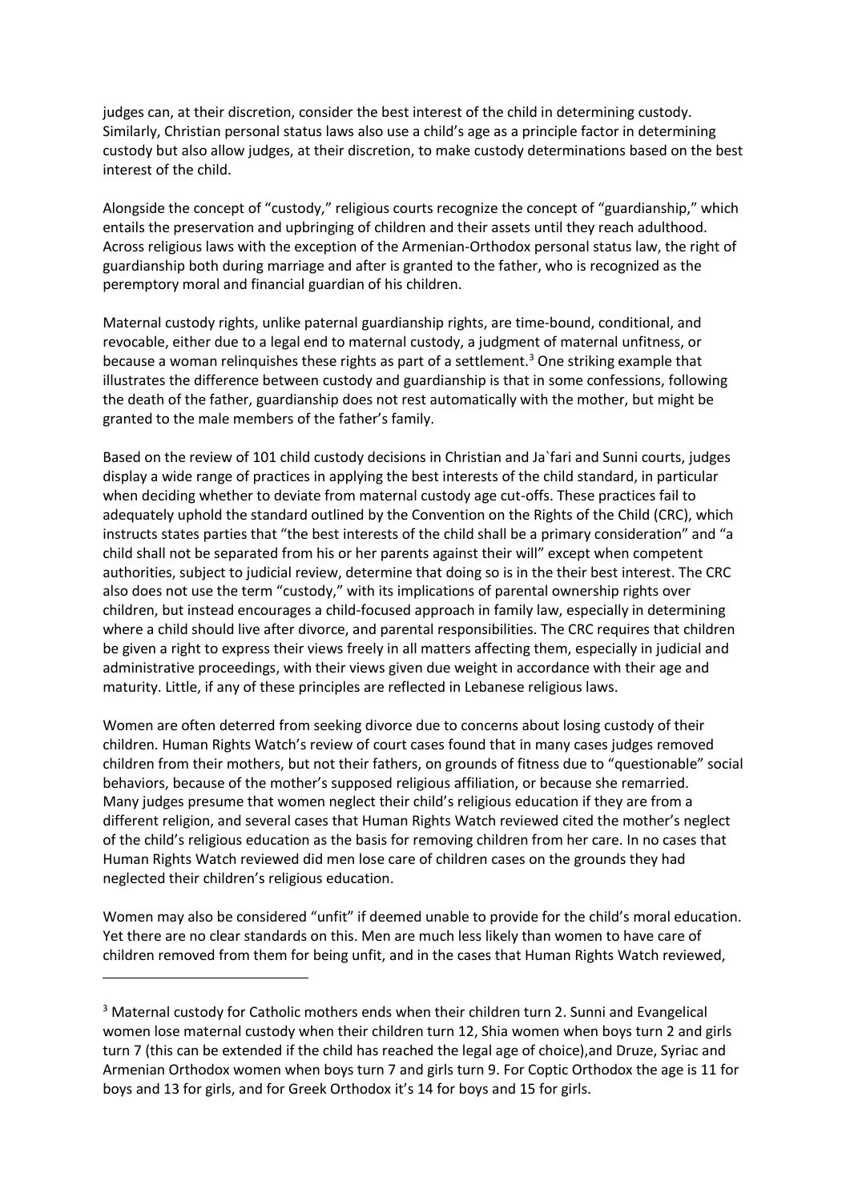judges can, at their discretion, consider the best interest of the child in determining custody. Similarly, Christian personal status laws also use a child's age as a principle factor in determining custody but also allow judges, at their discretion, to make custody determinations based on the best interest of the child.

Alongside the concept of "custody," religious courts recognize the concept of "guardianship," which entails the preservation and upbringing of children and their assets until they reach adulthood. Across religious laws with the exception of the Armenian-Orthodox personal status law, the right of guardianship both during marriage and after is granted to the father, who is recognized as the peremptory moral and financial guardian of his children.

Maternal custody rights, unlike paternal guardianship rights, are time-bound, conditional, and revocable, either due to a legal end to maternal custody, a judgment of maternal unfitness, or because a woman relinquishes these rights as part of a settlement.[3] One striking example that illustrates the difference between custody and guardianship is that in some confessions, following the death of the father, guardianship does not rest automatically with the mother, but might be granted to the male members of the father's family.

Based on the review of 101 child custody decisions in Christian and Ja`fari and Sunni courts, judges display a wide range of practices in applying the best interests of the child standard, in particular when deciding whether to deviate from maternal custody age cut-offs. These practices fail to adequately uphold the standard outlined by the Convention on the Rights of the Child (CRC), which instructs states parties that "the best interests of the child shall be a primary consideration" and "a child shall not be separated from his or her parents against their will" except when competent authorities, subject to judicial review, determine that doing so is in the their best interest. The CRC also does not use the term "custody," with its implications of parental ownership rights over children, but instead encourages a child-focused approach in family law, especially in determining where a child should live after divorce, and parental responsibilities. The CRC requires that children be given a right to express their views freely in all matters affecting them, especially in judicial and administrative proceedings, with their views given due weight in accordance with their age and maturity. Little, if any of these principles are reflected in Lebanese religious laws.

Women are often deterred from seeking divorce due to concerns about losing custody of their children. Human Rights Watch's review of court cases found that in many cases judges removed children from their mothers, but not their fathers, on grounds of fitness due to "questionable" social behaviors, because of the mother's supposed religious affiliation, or because she remarried. Many judges presume that women neglect their child's religious education if they are from a different religion, and several cases that Human Rights Watch reviewed cited the mother's neglect of the child's religious education as the basis for removing children from her care. In no cases that Human Rights Watch reviewed did men lose care of children cases on the grounds they had neglected their children's religious education.

Women may also be considered "unfit" if deemed unable to provide for the child's moral education. Yet there are no clear standards on this. Men are much less likely than women to have care of children removed from them for being unfit, and in the cases that Human Rights Watch reviewed,

[3] Maternal custody for Catholic mothers ends when their children turn 2. Sunni and Evangelical women lose maternal custody when their children turn 12, Shia women when boys turn 2 and girls turn 7 (this can be extended if the child has reached the legal age of choice),and Druze, Syriac and Armenian Orthodox women when boys turn 7 and girls turn 9. For Coptic Orthodox the age is 11 for boys and 13 for girls, and for Greek Orthodox it's 14 for boys and 15 for girls.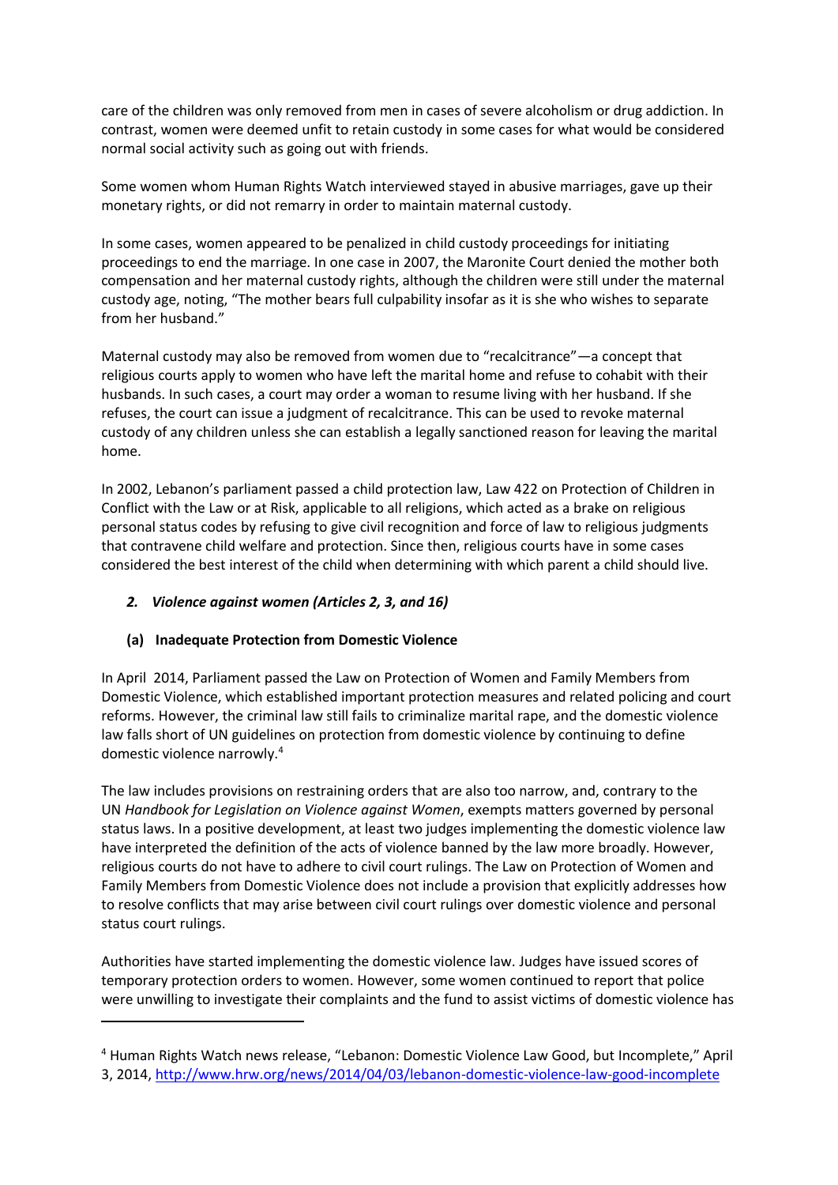care of the children was only removed from men in cases of severe alcoholism or drug addiction. In contrast, women were deemed unfit to retain custody in some cases for what would be considered normal social activity such as going out with friends.

Some women whom Human Rights Watch interviewed stayed in abusive marriages, gave up their monetary rights, or did not remarry in order to maintain maternal custody.

In some cases, women appeared to be penalized in child custody proceedings for initiating proceedings to end the marriage. In one case in 2007, the Maronite Court denied the mother both compensation and her maternal custody rights, although the children were still under the maternal custody age, noting, "The mother bears full culpability insofar as it is she who wishes to separate from her husband."

Maternal custody may also be removed from women due to "recalcitrance"—a concept that religious courts apply to women who have left the marital home and refuse to cohabit with their husbands. In such cases, a court may order a woman to resume living with her husband. If she refuses, the court can issue a judgment of recalcitrance. This can be used to revoke maternal custody of any children unless she can establish a legally sanctioned reason for leaving the marital home.

In 2002, Lebanon's parliament passed a child protection law, Law 422 on Protection of Children in Conflict with the Law or at Risk, applicable to all religions, which acted as a brake on religious personal status codes by refusing to give civil recognition and force of law to religious judgments that contravene child welfare and protection. Since then, religious courts have in some cases considered the best interest of the child when determining with which parent a child should live.

### *2. Violence against women (Articles 2, 3, and 16)*

#### (a) Inadequate Protection from Domestic Violence

In April 2014, Parliament passed the Law on Protection of Women and Family Members from Domestic Violence, which established important protection measures and related policing and court reforms. However, the criminal law still fails to criminalize marital rape, and the domestic violence law falls short of UN guidelines on protection from domestic violence by continuing to define domestic violence narrowly.[4]

The law includes provisions on restraining orders that are also too narrow, and, contrary to the UN *Handbook for Legislation on Violence against Women*, exempts matters governed by personal status laws. In a positive development, at least two judges implementing the domestic violence law have interpreted the definition of the acts of violence banned by the law more broadly. However, religious courts do not have to adhere to civil court rulings. The Law on Protection of Women and Family Members from Domestic Violence does not include a provision that explicitly addresses how to resolve conflicts that may arise between civil court rulings over domestic violence and personal status court rulings.

Authorities have started implementing the domestic violence law. Judges have issued scores of temporary protection orders to women. However, some women continued to report that police were unwilling to investigate their complaints and the fund to assist victims of domestic violence has

---

[4] Human Rights Watch news release, "Lebanon: Domestic Violence Law Good, but Incomplete," April 3, 2014, http://www.hrw.org/news/2014/04/03/lebanon-domestic-violence-law-good-incomplete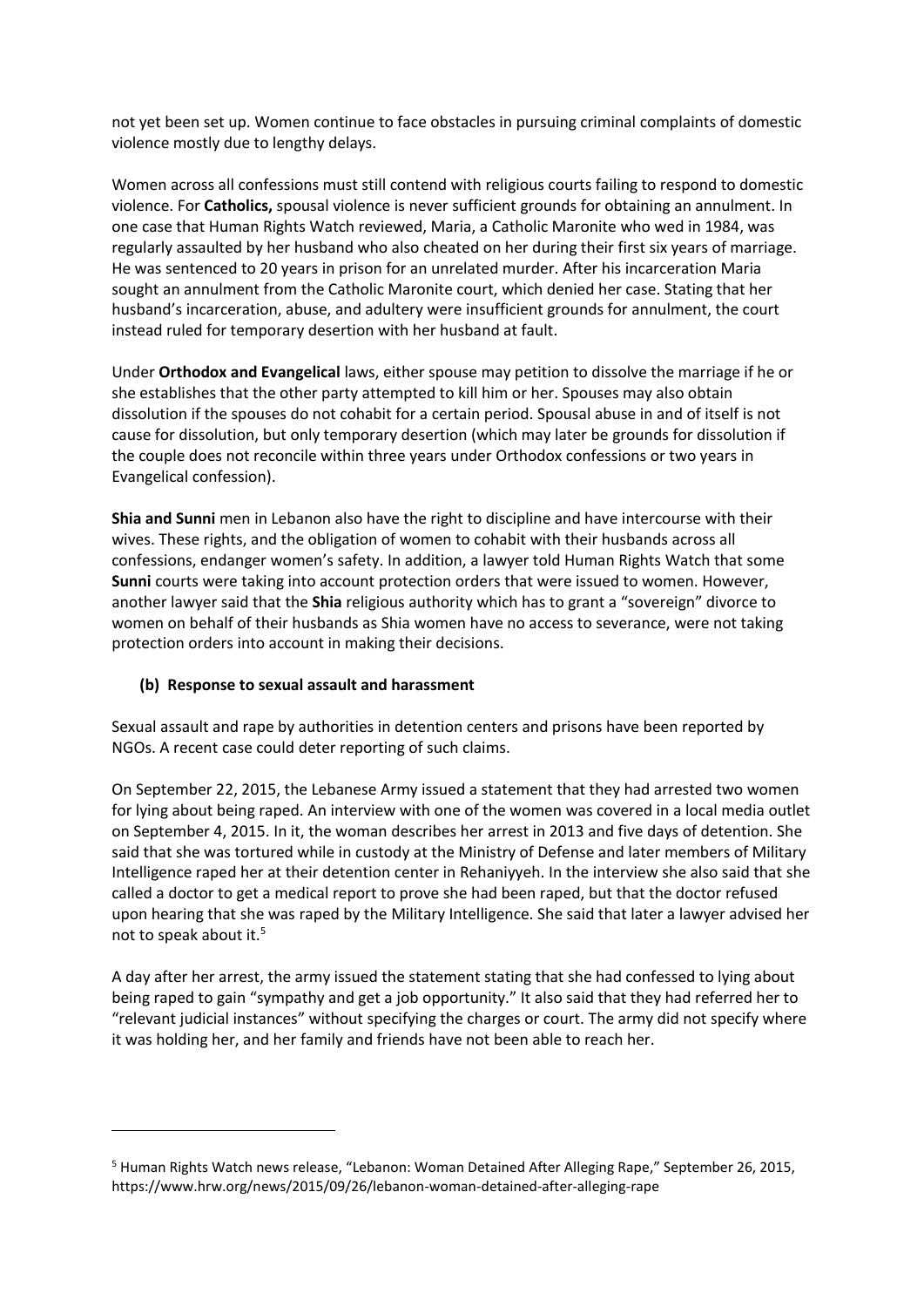not yet been set up. Women continue to face obstacles in pursuing criminal complaints of domestic violence mostly due to lengthy delays.

Women across all confessions must still contend with religious courts failing to respond to domestic violence. For **Catholics,** spousal violence is never sufficient grounds for obtaining an annulment. In one case that Human Rights Watch reviewed, Maria, a Catholic Maronite who wed in 1984, was regularly assaulted by her husband who also cheated on her during their first six years of marriage. He was sentenced to 20 years in prison for an unrelated murder. After his incarceration Maria sought an annulment from the Catholic Maronite court, which denied her case. Stating that her husband's incarceration, abuse, and adultery were insufficient grounds for annulment, the court instead ruled for temporary desertion with her husband at fault.

Under **Orthodox and Evangelical** laws, either spouse may petition to dissolve the marriage if he or she establishes that the other party attempted to kill him or her. Spouses may also obtain dissolution if the spouses do not cohabit for a certain period. Spousal abuse in and of itself is not cause for dissolution, but only temporary desertion (which may later be grounds for dissolution if the couple does not reconcile within three years under Orthodox confessions or two years in Evangelical confession).

**Shia and Sunni** men in Lebanon also have the right to discipline and have intercourse with their wives. These rights, and the obligation of women to cohabit with their husbands across all confessions, endanger women's safety. In addition, a lawyer told Human Rights Watch that some **Sunni** courts were taking into account protection orders that were issued to women. However, another lawyer said that the **Shia** religious authority which has to grant a "sovereign" divorce to women on behalf of their husbands as Shia women have no access to severance, were not taking protection orders into account in making their decisions.

### (b) Response to sexual assault and harassment

Sexual assault and rape by authorities in detention centers and prisons have been reported by NGOs. A recent case could deter reporting of such claims.

On September 22, 2015, the Lebanese Army issued a statement that they had arrested two women for lying about being raped. An interview with one of the women was covered in a local media outlet on September 4, 2015. In it, the woman describes her arrest in 2013 and five days of detention. She said that she was tortured while in custody at the Ministry of Defense and later members of Military Intelligence raped her at their detention center in Rehaniyyeh. In the interview she also said that she called a doctor to get a medical report to prove she had been raped, but that the doctor refused upon hearing that she was raped by the Military Intelligence. She said that later a lawyer advised her not to speak about it.[5]

A day after her arrest, the army issued the statement stating that she had confessed to lying about being raped to gain "sympathy and get a job opportunity." It also said that they had referred her to "relevant judicial instances" without specifying the charges or court. The army did not specify where it was holding her, and her family and friends have not been able to reach her.

---

[5] Human Rights Watch news release, "Lebanon: Woman Detained After Alleging Rape," September 26, 2015, https://www.hrw.org/news/2015/09/26/lebanon-woman-detained-after-alleging-rape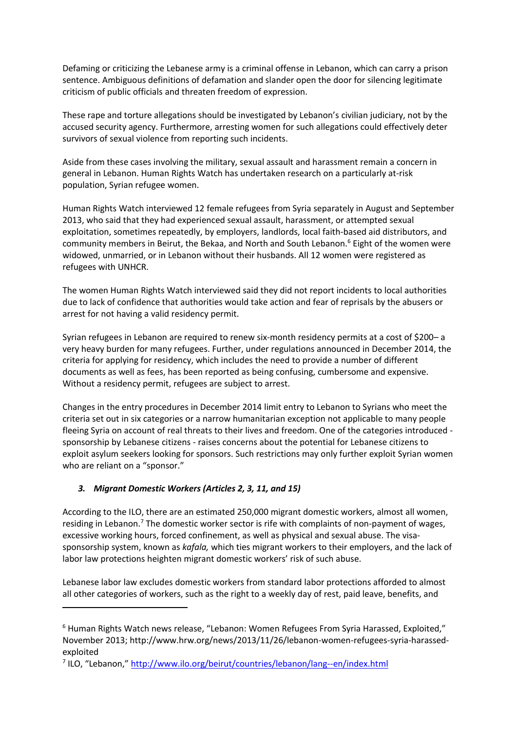Defaming or criticizing the Lebanese army is a criminal offense in Lebanon, which can carry a prison sentence. Ambiguous definitions of defamation and slander open the door for silencing legitimate criticism of public officials and threaten freedom of expression.

These rape and torture allegations should be investigated by Lebanon's civilian judiciary, not by the accused security agency. Furthermore, arresting women for such allegations could effectively deter survivors of sexual violence from reporting such incidents.

Aside from these cases involving the military, sexual assault and harassment remain a concern in general in Lebanon. Human Rights Watch has undertaken research on a particularly at-risk population, Syrian refugee women.

Human Rights Watch interviewed 12 female refugees from Syria separately in August and September 2013, who said that they had experienced sexual assault, harassment, or attempted sexual exploitation, sometimes repeatedly, by employers, landlords, local faith-based aid distributors, and community members in Beirut, the Bekaa, and North and South Lebanon.[6] Eight of the women were widowed, unmarried, or in Lebanon without their husbands. All 12 women were registered as refugees with UNHCR.

The women Human Rights Watch interviewed said they did not report incidents to local authorities due to lack of confidence that authorities would take action and fear of reprisals by the abusers or arrest for not having a valid residency permit.

Syrian refugees in Lebanon are required to renew six-month residency permits at a cost of $200– a very heavy burden for many refugees. Further, under regulations announced in December 2014, the criteria for applying for residency, which includes the need to provide a number of different documents as well as fees, has been reported as being confusing, cumbersome and expensive. Without a residency permit, refugees are subject to arrest.

Changes in the entry procedures in December 2014 limit entry to Lebanon to Syrians who meet the criteria set out in six categories or a narrow humanitarian exception not applicable to many people fleeing Syria on account of real threats to their lives and freedom. One of the categories introduced - sponsorship by Lebanese citizens - raises concerns about the potential for Lebanese citizens to exploit asylum seekers looking for sponsors. Such restrictions may only further exploit Syrian women who are reliant on a "sponsor."

### *3. Migrant Domestic Workers (Articles 2, 3, 11, and 15)*

According to the ILO, there are an estimated 250,000 migrant domestic workers, almost all women, residing in Lebanon.[7] The domestic worker sector is rife with complaints of non-payment of wages, excessive working hours, forced confinement, as well as physical and sexual abuse. The visa-sponsorship system, known as *kafala,* which ties migrant workers to their employers, and the lack of labor law protections heighten migrant domestic workers' risk of such abuse.

Lebanese labor law excludes domestic workers from standard labor protections afforded to almost all other categories of workers, such as the right to a weekly day of rest, paid leave, benefits, and

---

[6] Human Rights Watch news release, "Lebanon: Women Refugees From Syria Harassed, Exploited," November 2013; http://www.hrw.org/news/2013/11/26/lebanon-women-refugees-syria-harassed-exploited

[7] ILO, "Lebanon," http://www.ilo.org/beirut/countries/lebanon/lang--en/index.html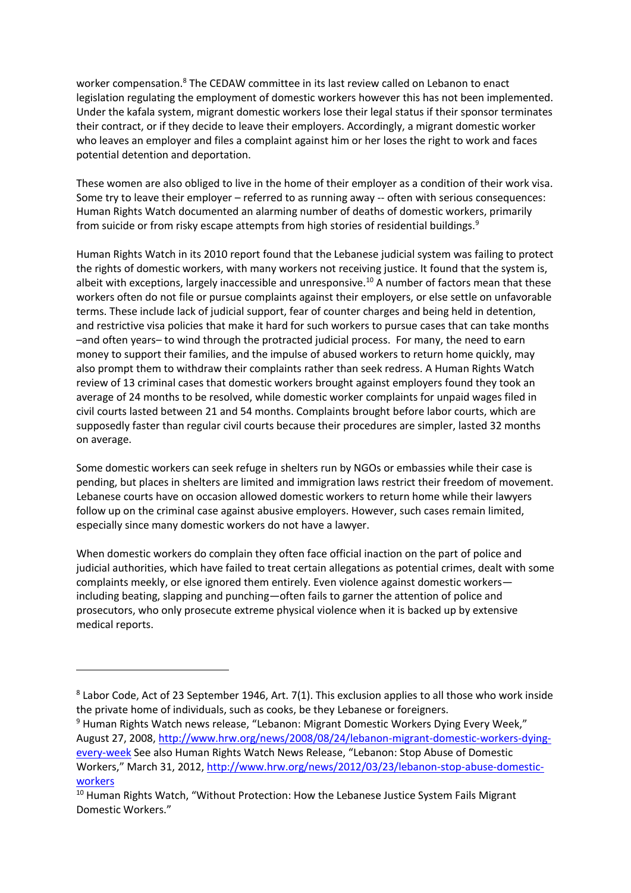worker compensation.[8] The CEDAW committee in its last review called on Lebanon to enact legislation regulating the employment of domestic workers however this has not been implemented. Under the kafala system, migrant domestic workers lose their legal status if their sponsor terminates their contract, or if they decide to leave their employers. Accordingly, a migrant domestic worker who leaves an employer and files a complaint against him or her loses the right to work and faces potential detention and deportation.

These women are also obliged to live in the home of their employer as a condition of their work visa. Some try to leave their employer – referred to as running away -- often with serious consequences: Human Rights Watch documented an alarming number of deaths of domestic workers, primarily from suicide or from risky escape attempts from high stories of residential buildings.[9]

Human Rights Watch in its 2010 report found that the Lebanese judicial system was failing to protect the rights of domestic workers, with many workers not receiving justice. It found that the system is, albeit with exceptions, largely inaccessible and unresponsive.[10] A number of factors mean that these workers often do not file or pursue complaints against their employers, or else settle on unfavorable terms. These include lack of judicial support, fear of counter charges and being held in detention, and restrictive visa policies that make it hard for such workers to pursue cases that can take months –and often years– to wind through the protracted judicial process. For many, the need to earn money to support their families, and the impulse of abused workers to return home quickly, may also prompt them to withdraw their complaints rather than seek redress. A Human Rights Watch review of 13 criminal cases that domestic workers brought against employers found they took an average of 24 months to be resolved, while domestic worker complaints for unpaid wages filed in civil courts lasted between 21 and 54 months. Complaints brought before labor courts, which are supposedly faster than regular civil courts because their procedures are simpler, lasted 32 months on average.

Some domestic workers can seek refuge in shelters run by NGOs or embassies while their case is pending, but places in shelters are limited and immigration laws restrict their freedom of movement. Lebanese courts have on occasion allowed domestic workers to return home while their lawyers follow up on the criminal case against abusive employers. However, such cases remain limited, especially since many domestic workers do not have a lawyer.

When domestic workers do complain they often face official inaction on the part of police and judicial authorities, which have failed to treat certain allegations as potential crimes, dealt with some complaints meekly, or else ignored them entirely. Even violence against domestic workers—including beating, slapping and punching—often fails to garner the attention of police and prosecutors, who only prosecute extreme physical violence when it is backed up by extensive medical reports.

---

[8] Labor Code, Act of 23 September 1946, Art. 7(1). This exclusion applies to all those who work inside the private home of individuals, such as cooks, be they Lebanese or foreigners.

[9] Human Rights Watch news release, "Lebanon: Migrant Domestic Workers Dying Every Week," August 27, 2008, http://www.hrw.org/news/2008/08/24/lebanon-migrant-domestic-workers-dying-every-week See also Human Rights Watch News Release, "Lebanon: Stop Abuse of Domestic Workers," March 31, 2012, http://www.hrw.org/news/2012/03/23/lebanon-stop-abuse-domestic-workers

[10] Human Rights Watch, "Without Protection: How the Lebanese Justice System Fails Migrant Domestic Workers."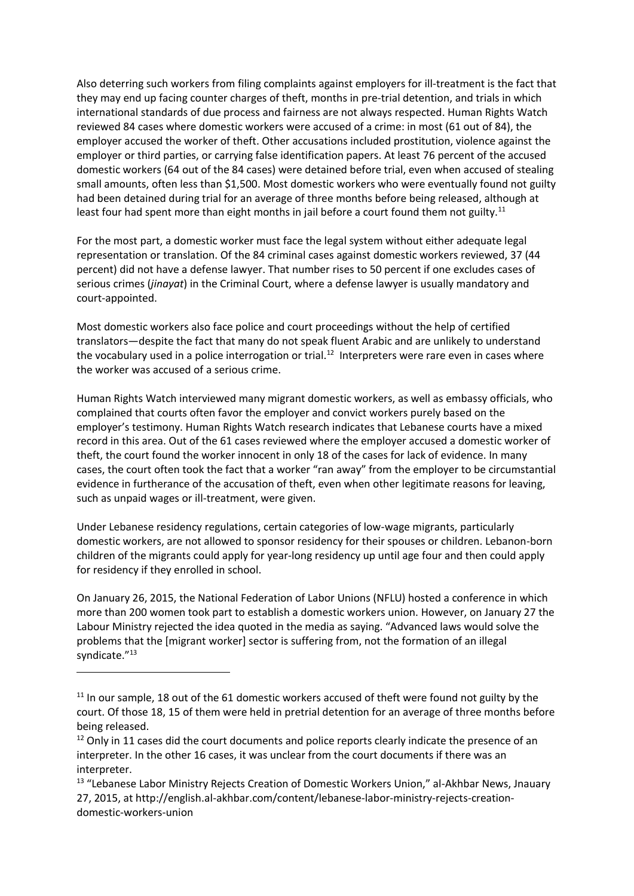Also deterring such workers from filing complaints against employers for ill-treatment is the fact that they may end up facing counter charges of theft, months in pre-trial detention, and trials in which international standards of due process and fairness are not always respected. Human Rights Watch reviewed 84 cases where domestic workers were accused of a crime: in most (61 out of 84), the employer accused the worker of theft. Other accusations included prostitution, violence against the employer or third parties, or carrying false identification papers. At least 76 percent of the accused domestic workers (64 out of the 84 cases) were detained before trial, even when accused of stealing small amounts, often less than $1,500. Most domestic workers who were eventually found not guilty had been detained during trial for an average of three months before being released, although at least four had spent more than eight months in jail before a court found them not guilty.[11]

For the most part, a domestic worker must face the legal system without either adequate legal representation or translation. Of the 84 criminal cases against domestic workers reviewed, 37 (44 percent) did not have a defense lawyer. That number rises to 50 percent if one excludes cases of serious crimes (*jinayat*) in the Criminal Court, where a defense lawyer is usually mandatory and court-appointed.

Most domestic workers also face police and court proceedings without the help of certified translators—despite the fact that many do not speak fluent Arabic and are unlikely to understand the vocabulary used in a police interrogation or trial.[12] Interpreters were rare even in cases where the worker was accused of a serious crime.

Human Rights Watch interviewed many migrant domestic workers, as well as embassy officials, who complained that courts often favor the employer and convict workers purely based on the employer's testimony. Human Rights Watch research indicates that Lebanese courts have a mixed record in this area. Out of the 61 cases reviewed where the employer accused a domestic worker of theft, the court found the worker innocent in only 18 of the cases for lack of evidence. In many cases, the court often took the fact that a worker "ran away" from the employer to be circumstantial evidence in furtherance of the accusation of theft, even when other legitimate reasons for leaving, such as unpaid wages or ill-treatment, were given.

Under Lebanese residency regulations, certain categories of low-wage migrants, particularly domestic workers, are not allowed to sponsor residency for their spouses or children. Lebanon-born children of the migrants could apply for year-long residency up until age four and then could apply for residency if they enrolled in school.

On January 26, 2015, the National Federation of Labor Unions (NFLU) hosted a conference in which more than 200 women took part to establish a domestic workers union. However, on January 27 the Labour Ministry rejected the idea quoted in the media as saying. "Advanced laws would solve the problems that the [migrant worker] sector is suffering from, not the formation of an illegal syndicate."[13]

---

[11] In our sample, 18 out of the 61 domestic workers accused of theft were found not guilty by the court. Of those 18, 15 of them were held in pretrial detention for an average of three months before being released.

[12] Only in 11 cases did the court documents and police reports clearly indicate the presence of an interpreter. In the other 16 cases, it was unclear from the court documents if there was an interpreter.

[13] "Lebanese Labor Ministry Rejects Creation of Domestic Workers Union," al-Akhbar News, Jnauary 27, 2015, at http://english.al-akhbar.com/content/lebanese-labor-ministry-rejects-creation-domestic-workers-union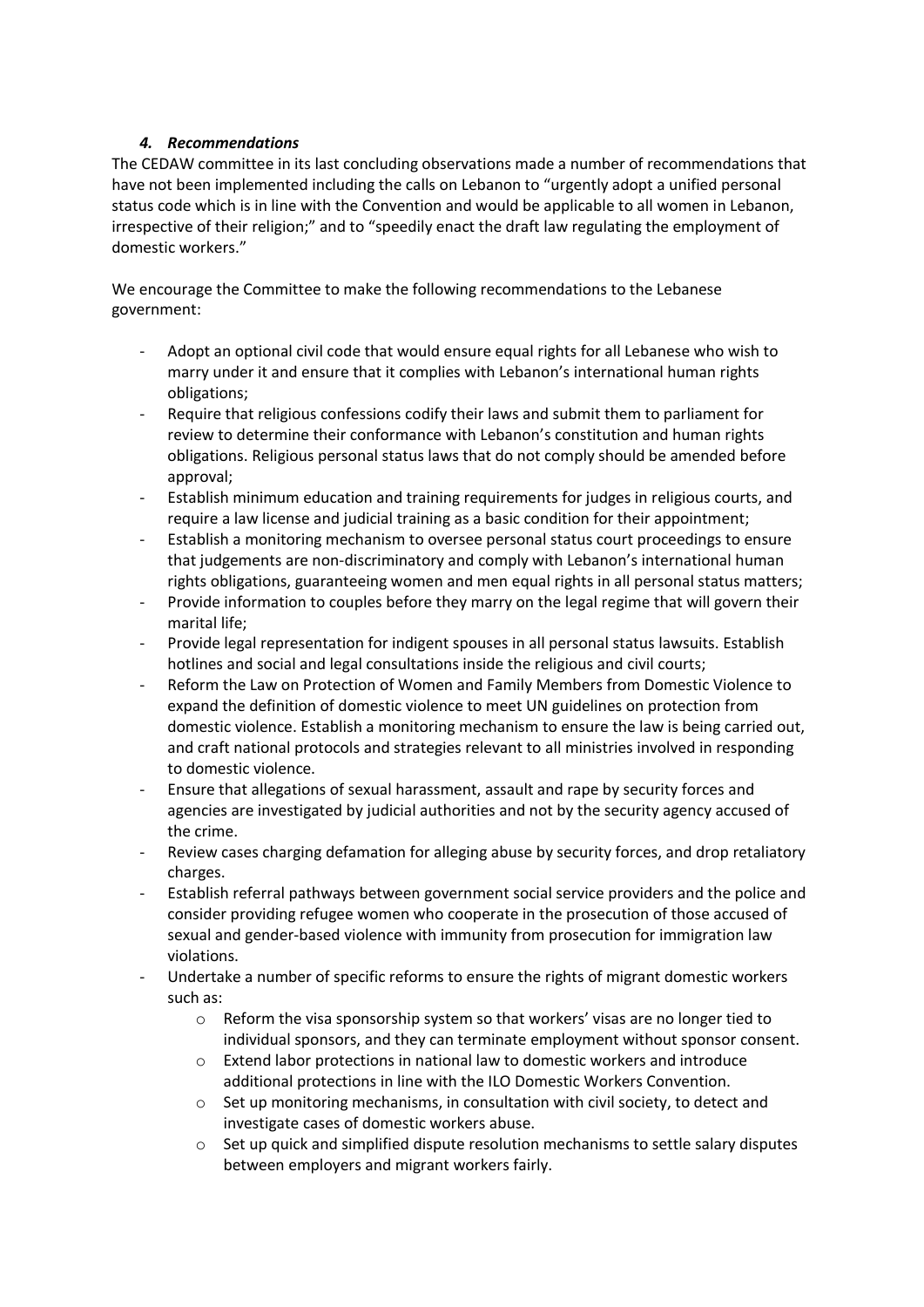### *4. Recommendations*

The CEDAW committee in its last concluding observations made a number of recommendations that have not been implemented including the calls on Lebanon to "urgently adopt a unified personal status code which is in line with the Convention and would be applicable to all women in Lebanon, irrespective of their religion;" and to "speedily enact the draft law regulating the employment of domestic workers."

We encourage the Committee to make the following recommendations to the Lebanese government:

- Adopt an optional civil code that would ensure equal rights for all Lebanese who wish to marry under it and ensure that it complies with Lebanon's international human rights obligations;
- Require that religious confessions codify their laws and submit them to parliament for review to determine their conformance with Lebanon's constitution and human rights obligations. Religious personal status laws that do not comply should be amended before approval;
- Establish minimum education and training requirements for judges in religious courts, and require a law license and judicial training as a basic condition for their appointment;
- Establish a monitoring mechanism to oversee personal status court proceedings to ensure that judgements are non-discriminatory and comply with Lebanon's international human rights obligations, guaranteeing women and men equal rights in all personal status matters;
- Provide information to couples before they marry on the legal regime that will govern their marital life;
- Provide legal representation for indigent spouses in all personal status lawsuits. Establish hotlines and social and legal consultations inside the religious and civil courts;
- Reform the Law on Protection of Women and Family Members from Domestic Violence to expand the definition of domestic violence to meet UN guidelines on protection from domestic violence. Establish a monitoring mechanism to ensure the law is being carried out, and craft national protocols and strategies relevant to all ministries involved in responding to domestic violence.
- Ensure that allegations of sexual harassment, assault and rape by security forces and agencies are investigated by judicial authorities and not by the security agency accused of the crime.
- Review cases charging defamation for alleging abuse by security forces, and drop retaliatory charges.
- Establish referral pathways between government social service providers and the police and consider providing refugee women who cooperate in the prosecution of those accused of sexual and gender-based violence with immunity from prosecution for immigration law violations.
- Undertake a number of specific reforms to ensure the rights of migrant domestic workers such as:
  - Reform the visa sponsorship system so that workers' visas are no longer tied to individual sponsors, and they can terminate employment without sponsor consent.
  - Extend labor protections in national law to domestic workers and introduce additional protections in line with the ILO Domestic Workers Convention.
  - Set up monitoring mechanisms, in consultation with civil society, to detect and investigate cases of domestic workers abuse.
  - Set up quick and simplified dispute resolution mechanisms to settle salary disputes between employers and migrant workers fairly.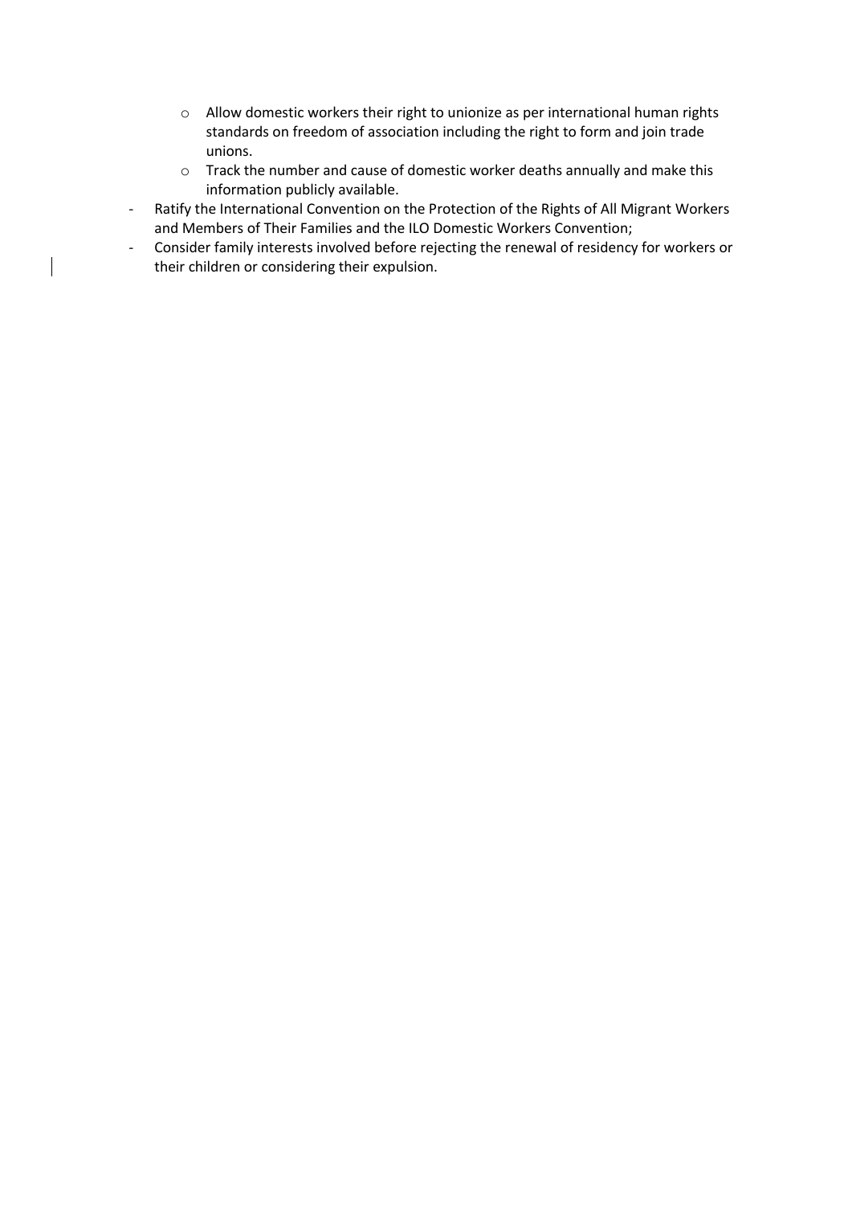- Allow domestic workers their right to unionize as per international human rights standards on freedom of association including the right to form and join trade unions.
    - Track the number and cause of domestic worker deaths annually and make this information publicly available.
- Ratify the International Convention on the Protection of the Rights of All Migrant Workers and Members of Their Families and the ILO Domestic Workers Convention;
- Consider family interests involved before rejecting the renewal of residency for workers or their children or considering their expulsion.